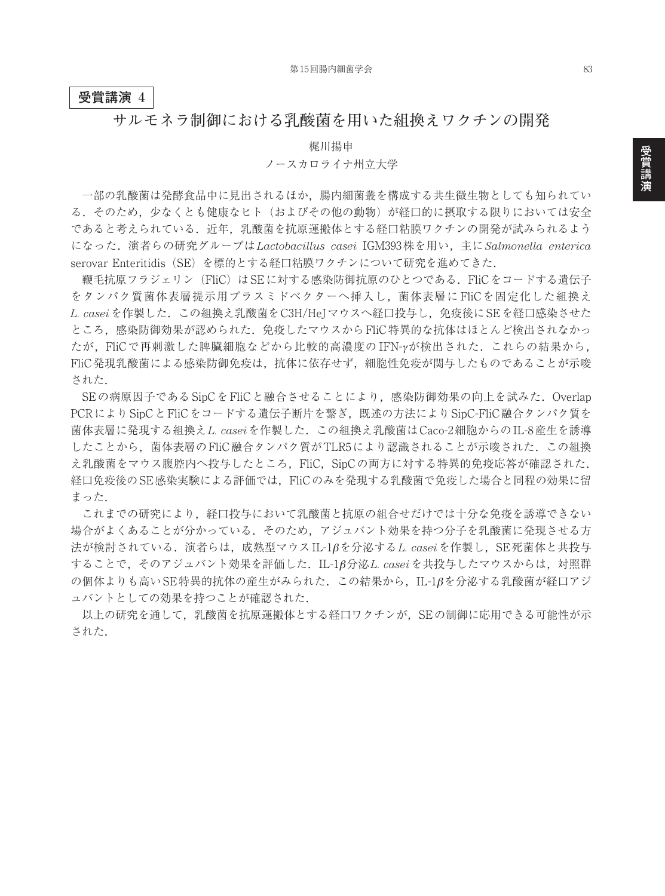**受賞講演 4**

# サルモネラ制御における乳酸菌を用いた組換えワクチンの開発

梶川揚申

ノースカロライナ州立大学

一部の乳酸菌は発酵食品中に見出されるほか，腸内細菌叢を構成する共生微生物としても知られている．そのため，少なくとも健康なヒト（およびその他の動物）が経口的に摂取する限りにおいては安全であると考えられている．近年，乳酸菌を抗原運搬体とする経口粘膜ワクチンの開発が試みられるようになった．演者らの研究グループは *Lactobacillus casei* IGM393株を用い，主に *Salmonella enterica* serovar Enteritidis（SE）を標的とする経口粘膜ワクチンについて研究を進めてきた．

鞭毛抗原フラジェリン（FliC）はSEに対する感染防御抗原のひとつである．FliCをコードする遺伝子をタンパク質菌体表層提示用プラスミドベクターへ挿入し，菌体表層にFliCを固定化した組換え *L. casei* を作製した．この組換え乳酸菌をC3H/HeJマウスへ経口投与し，免疫後にSEを経口感染させたところ，感染防御効果が認められた．免疫したマウスからFliC特異的な抗体はほとんど検出されなかったが，FliCで再刺激した脾臓細胞などから比較的高濃度のIFN-$\gamma$が検出された．これらの結果から，FliC発現乳酸菌による感染防御免疫は，抗体に依存せず，細胞性免疫が関与したものであることが示唆された．

SEの病原因子であるSipCをFliCと融合させることにより，感染防御効果の向上を試みた．Overlap PCRによりSipCとFliCをコードする遺伝子断片を繋ぎ，既述の方法によりSipC-FliC融合タンパク質を菌体表層に発現する組換え *L. casei* を作製した．この組換え乳酸菌はCaco-2細胞からのIL-8産生を誘導したことから，菌体表層のFliC融合タンパク質がTLR5により認識されることが示唆された．この組換え乳酸菌をマウス腹腔内へ投与したところ，FliC，SipCの両方に対する特異的免疫応答が確認された．経口免疫後のSE感染実験による評価では，FliCのみを発現する乳酸菌で免疫した場合と同程の効果に留まった．

これまでの研究により，経口投与において乳酸菌と抗原の組合せだけでは十分な免疫を誘導できない場合がよくあることが分かっている．そのため，アジュバント効果を持つ分子を乳酸菌に発現させる方法が検討されている．演者らは，成熟型マウスIL-1$\beta$を分泌する *L. casei* を作製し，SE死菌体と共投与することで，そのアジュバント効果を評価した．IL-1$\beta$分泌 *L. casei* を共投与したマウスからは，対照群の個体よりも高いSE特異的抗体の産生がみられた．この結果から，IL-1$\beta$を分泌する乳酸菌が経口アジュバントとしての効果を持つことが確認された．

以上の研究を通して，乳酸菌を抗原運搬体とする経口ワクチンが，SEの制御に応用できる可能性が示された．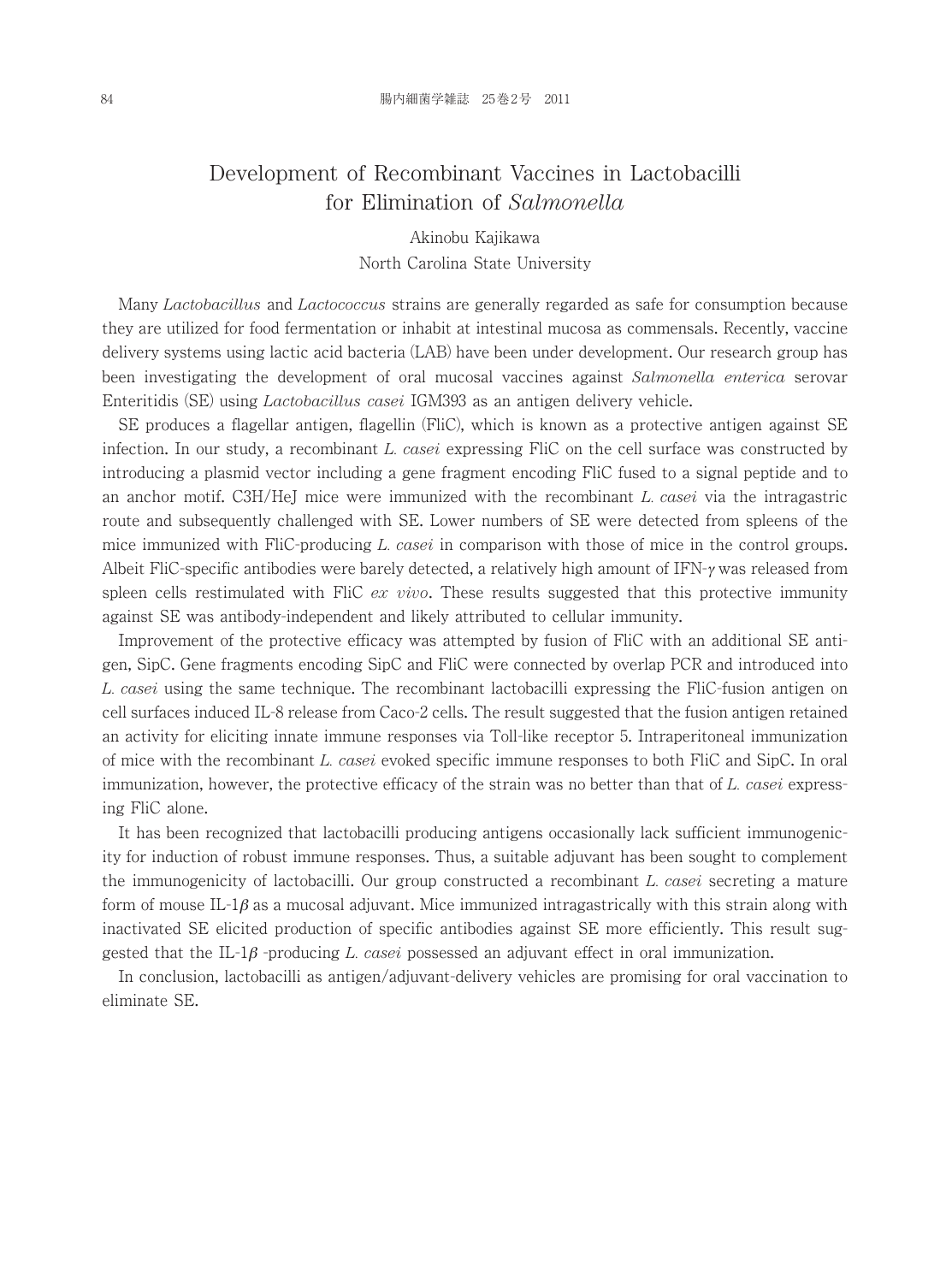# Development of Recombinant Vaccines in Lactobacilli for Elimination of *Salmonella*

Akinobu Kajikawa
North Carolina State University

Many *Lactobacillus* and *Lactococcus* strains are generally regarded as safe for consumption because they are utilized for food fermentation or inhabit at intestinal mucosa as commensals. Recently, vaccine delivery systems using lactic acid bacteria (LAB) have been under development. Our research group has been investigating the development of oral mucosal vaccines against *Salmonella enterica* serovar Enteritidis (SE) using *Lactobacillus casei* IGM393 as an antigen delivery vehicle.

SE produces a flagellar antigen, flagellin (FliC), which is known as a protective antigen against SE infection. In our study, a recombinant *L. casei* expressing FliC on the cell surface was constructed by introducing a plasmid vector including a gene fragment encoding FliC fused to a signal peptide and to an anchor motif. C3H/HeJ mice were immunized with the recombinant *L. casei* via the intragastric route and subsequently challenged with SE. Lower numbers of SE were detected from spleens of the mice immunized with FliC-producing *L. casei* in comparison with those of mice in the control groups. Albeit FliC-specific antibodies were barely detected, a relatively high amount of IFN-$\gamma$ was released from spleen cells restimulated with FliC *ex vivo*. These results suggested that this protective immunity against SE was antibody-independent and likely attributed to cellular immunity.

Improvement of the protective efficacy was attempted by fusion of FliC with an additional SE antigen, SipC. Gene fragments encoding SipC and FliC were connected by overlap PCR and introduced into *L. casei* using the same technique. The recombinant lactobacilli expressing the FliC-fusion antigen on cell surfaces induced IL-8 release from Caco-2 cells. The result suggested that the fusion antigen retained an activity for eliciting innate immune responses via Toll-like receptor 5. Intraperitoneal immunization of mice with the recombinant *L. casei* evoked specific immune responses to both FliC and SipC. In oral immunization, however, the protective efficacy of the strain was no better than that of *L. casei* expressing FliC alone.

It has been recognized that lactobacilli producing antigens occasionally lack sufficient immunogenicity for induction of robust immune responses. Thus, a suitable adjuvant has been sought to complement the immunogenicity of lactobacilli. Our group constructed a recombinant *L. casei* secreting a mature form of mouse IL-1$\beta$ as a mucosal adjuvant. Mice immunized intragastrically with this strain along with inactivated SE elicited production of specific antibodies against SE more efficiently. This result suggested that the IL-1$\beta$ -producing *L. casei* possessed an adjuvant effect in oral immunization.

In conclusion, lactobacilli as antigen/adjuvant-delivery vehicles are promising for oral vaccination to eliminate SE.